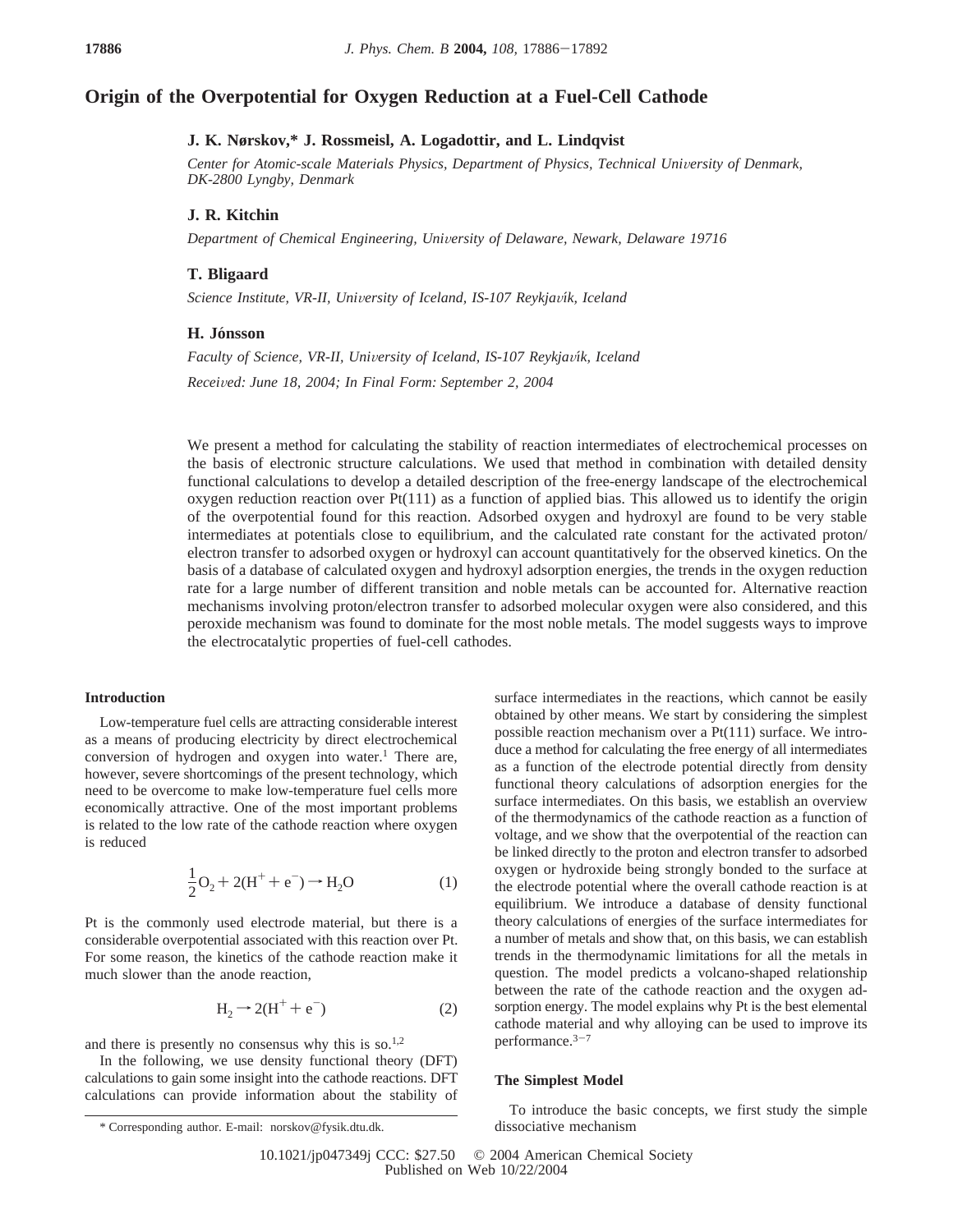# Origin of the Overpotential for Oxygen Reduction at a Fuel-Cell Cathode

**J. K. Nørskov,* J. Rossmeisl, A. Logadottir, and L. Lindqvist**

*Center for Atomic-scale Materials Physics, Department of Physics, Technical University of Denmark, DK-2800 Lyngby, Denmark*

**J. R. Kitchin**

*Department of Chemical Engineering, University of Delaware, Newark, Delaware 19716*

**T. Bligaard**

*Science Institute, VR-II, University of Iceland, IS-107 Reykjavík, Iceland*

**H. Jónsson**

*Faculty of Science, VR-II, University of Iceland, IS-107 Reykjavík, Iceland*

*Received: June 18, 2004; In Final Form: September 2, 2004*

We present a method for calculating the stability of reaction intermediates of electrochemical processes on the basis of electronic structure calculations. We used that method in combination with detailed density functional calculations to develop a detailed description of the free-energy landscape of the electrochemical oxygen reduction reaction over Pt(111) as a function of applied bias. This allowed us to identify the origin of the overpotential found for this reaction. Adsorbed oxygen and hydroxyl are found to be very stable intermediates at potentials close to equilibrium, and the calculated rate constant for the activated proton/electron transfer to adsorbed oxygen or hydroxyl can account quantitatively for the observed kinetics. On the basis of a database of calculated oxygen and hydroxyl adsorption energies, the trends in the oxygen reduction rate for a large number of different transition and noble metals can be accounted for. Alternative reaction mechanisms involving proton/electron transfer to adsorbed molecular oxygen were also considered, and this peroxide mechanism was found to dominate for the most noble metals. The model suggests ways to improve the electrocatalytic properties of fuel-cell cathodes.

## Introduction

Low-temperature fuel cells are attracting considerable interest as a means of producing electricity by direct electrochemical conversion of hydrogen and oxygen into water.[1] There are, however, severe shortcomings of the present technology, which need to be overcome to make low-temperature fuel cells more economically attractive. One of the most important problems is related to the low rate of the cathode reaction where oxygen is reduced

$$\frac{1}{2}O_2 + 2(H^+ + e^-) \rightarrow H_2O \tag{1}$$

Pt is the commonly used electrode material, but there is a considerable overpotential associated with this reaction over Pt. For some reason, the kinetics of the cathode reaction make it much slower than the anode reaction,

$$H_2 \rightarrow 2(H^+ + e^-) \tag{2}$$

and there is presently no consensus why this is so.[1,2]

In the following, we use density functional theory (DFT) calculations to gain some insight into the cathode reactions. DFT calculations can provide information about the stability of surface intermediates in the reactions, which cannot be easily obtained by other means. We start by considering the simplest possible reaction mechanism over a Pt(111) surface. We introduce a method for calculating the free energy of all intermediates as a function of the electrode potential directly from density functional theory calculations of adsorption energies for the surface intermediates. On this basis, we establish an overview of the thermodynamics of the cathode reaction as a function of voltage, and we show that the overpotential of the reaction can be linked directly to the proton and electron transfer to adsorbed oxygen or hydroxide being strongly bonded to the surface at the electrode potential where the overall cathode reaction is at equilibrium. We introduce a database of density functional theory calculations of energies of the surface intermediates for a number of metals and show that, on this basis, we can establish trends in the thermodynamic limitations for all the metals in question. The model predicts a volcano-shaped relationship between the rate of the cathode reaction and the oxygen adsorption energy. The model explains why Pt is the best elemental cathode material and why alloying can be used to improve its performance.[3-7]

## The Simplest Model

To introduce the basic concepts, we first study the simple dissociative mechanism

\* Corresponding author. E-mail: norskov@fysik.dtu.dk.

10.1021/jp047349j CCC: $27.50 © 2004 American Chemical Society
Published on Web 10/22/2004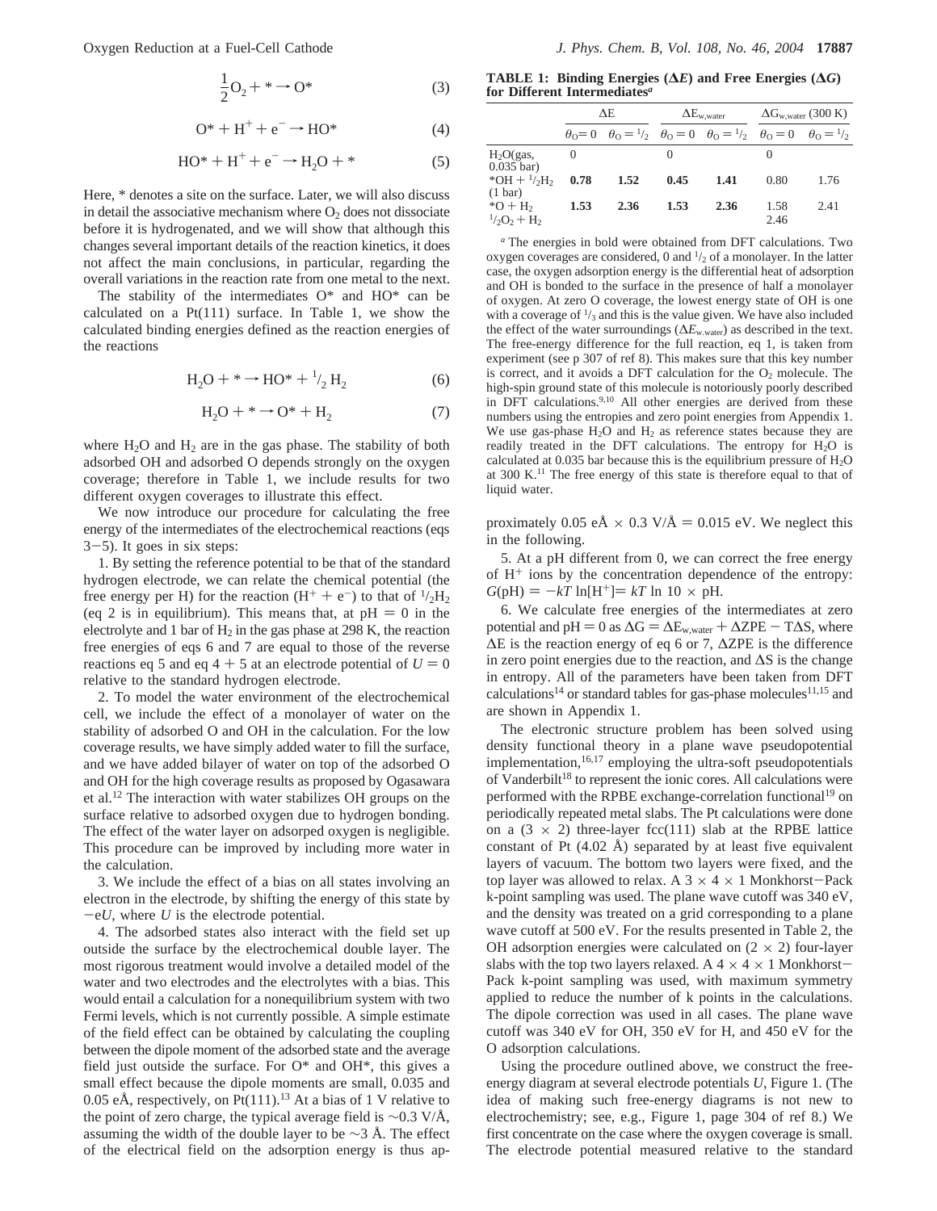$$\frac{1}{2}O_2 + * \rightarrow O^* \quad (3)$$

$$O^* + H^+ + e^- \rightarrow HO^* \quad (4)$$

$$HO^* + H^+ + e^- \rightarrow H_2O + * \quad (5)$$

Here, * denotes a site on the surface. Later, we will also discuss in detail the associative mechanism where $O_2$ does not dissociate before it is hydrogenated, and we will show that although this changes several important details of the reaction kinetics, it does not affect the main conclusions, in particular, regarding the overall variations in the reaction rate from one metal to the next.

The stability of the intermediates O* and HO* can be calculated on a Pt(111) surface. In Table 1, we show the calculated binding energies defined as the reaction energies of the reactions

$$H_2O + * \rightarrow HO^* + {}^1/_2\, H_2 \quad (6)$$

$$H_2O + * \rightarrow O^* + H_2 \quad (7)$$

where $H_2O$ and $H_2$ are in the gas phase. The stability of both adsorbed OH and adsorbed O depends strongly on the oxygen coverage; therefore in Table 1, we include results for two different oxygen coverages to illustrate this effect.

We now introduce our procedure for calculating the free energy of the intermediates of the electrochemical reactions (eqs 3−5). It goes in six steps:

1. By setting the reference potential to be that of the standard hydrogen electrode, we can relate the chemical potential (the free energy per H) for the reaction ($H^+ + e^-$) to that of ${}^1/_2H_2$ (eq 2 is in equilibrium). This means that, at pH = 0 in the electrolyte and 1 bar of $H_2$ in the gas phase at 298 K, the reaction free energies of eqs 6 and 7 are equal to those of the reverse reactions eq 5 and eq 4 + 5 at an electrode potential of $U = 0$ relative to the standard hydrogen electrode.

2. To model the water environment of the electrochemical cell, we include the effect of a monolayer of water on the stability of adsorbed O and OH in the calculation. For the low coverage results, we have simply added water to fill the surface, and we have added bilayer of water on top of the adsorbed O and OH for the high coverage results as proposed by Ogasawara et al.[12] The interaction with water stabilizes OH groups on the surface relative to adsorbed oxygen due to hydrogen bonding. The effect of the water layer on adsorbed oxygen is negligible. This procedure can be improved by including more water in the calculation.

3. We include the effect of a bias on all states involving an electron in the electrode, by shifting the energy of this state by $-eU$, where $U$ is the electrode potential.

4. The adsorbed states also interact with the field set up outside the surface by the electrochemical double layer. The most rigorous treatment would involve a detailed model of the water and two electrodes and the electrolytes with a bias. This would entail a calculation for a nonequilibrium system with two Fermi levels, which is not currently possible. A simple estimate of the field effect can be obtained by calculating the coupling between the dipole moment of the adsorbed state and the average field just outside the surface. For O* and OH*, this gives a small effect because the dipole moments are small, 0.035 and 0.05 eÅ, respectively, on Pt(111).[13] At a bias of 1 V relative to the point of zero charge, the typical average field is ~0.3 V/Å, assuming the width of the double layer to be ~3 Å. The effect of the electrical field on the adsorption energy is thus approximately 0.05 eÅ × 0.3 V/Å = 0.015 eV. We neglect this in the following.

**TABLE 1: Binding Energies ($\Delta E$) and Free Energies ($\Delta G$) for Different Intermediates[a]**

| | $\Delta E$ | | $\Delta E_{w,water}$ | | $\Delta G_{w,water}$ (300 K) | |
|---|---|---|---|---|---|---|
| | $\theta_O = 0$ | $\theta_O = {}^1/_2$ | $\theta_O = 0$ | $\theta_O = {}^1/_2$ | $\theta_O = 0$ | $\theta_O = {}^1/_2$ |
| $H_2O$(gas, 0.035 bar) | 0 | | 0 | | 0 | |
| $*OH + {}^1/_2H_2$ (1 bar) | **0.78** | **1.52** | **0.45** | **1.41** | 0.80 | 1.76 |
| $*O + H_2$ | **1.53** | **2.36** | **1.53** | **2.36** | 1.58 | 2.41 |
| ${}^1/_2O_2 + H_2$ | | | | | 2.46 | |

[a] The energies in bold were obtained from DFT calculations. Two oxygen coverages are considered, 0 and ${}^1/_2$ of a monolayer. In the latter case, the oxygen adsorption energy is the differential heat of adsorption and OH is bonded to the surface in the presence of half a monolayer of oxygen. At zero O coverage, the lowest energy state of OH is one with a coverage of ${}^1/_3$ and this is the value given. We have also included the effect of the water surroundings ($\Delta E_{w,water}$) as described in the text. The free-energy difference for the full reaction, eq 1, is taken from experiment (see p 307 of ref 8). This makes sure that this key number is correct, and it avoids a DFT calculation for the $O_2$ molecule. The high-spin ground state of this molecule is notoriously poorly described in DFT calculations.[9,10] All other energies are derived from these numbers using the entropies and zero point energies from Appendix 1. We use gas-phase $H_2O$ and $H_2$ as reference states because they are readily treated in the DFT calculations. The entropy for $H_2O$ is calculated at 0.035 bar because this is the equilibrium pressure of $H_2O$ at 300 K.[11] The free energy of this state is therefore equal to that of liquid water.

5. At a pH different from 0, we can correct the free energy of $H^+$ ions by the concentration dependence of the entropy: $G(\mathrm{pH}) = -kT \ln[H^+] = kT \ln 10 \times \mathrm{pH}$.

6. We calculate free energies of the intermediates at zero potential and pH = 0 as $\Delta G = \Delta E_{w,water} + \Delta ZPE - T\Delta S$, where $\Delta E$ is the reaction energy of eq 6 or 7, $\Delta ZPE$ is the difference in zero point energies due to the reaction, and $\Delta S$ is the change in entropy. All of the parameters have been taken from DFT calculations[14] or standard tables for gas-phase molecules[11,15] and are shown in Appendix 1.

The electronic structure problem has been solved using density functional theory in a plane wave pseudopotential implementation,[16,17] employing the ultra-soft pseudopotentials of Vanderbilt[18] to represent the ionic cores. All calculations were performed with the RPBE exchange-correlation functional[19] on periodically repeated metal slabs. The Pt calculations were done on a (3 × 2) three-layer fcc(111) slab at the RPBE lattice constant of Pt (4.02 Å) separated by at least five equivalent layers of vacuum. The bottom two layers were fixed, and the top layer was allowed to relax. A 3 × 4 × 1 Monkhorst−Pack k-point sampling was used. The plane wave cutoff was 340 eV, and the density was treated on a grid corresponding to a plane wave cutoff at 500 eV. For the results presented in Table 2, the OH adsorption energies were calculated on (2 × 2) four-layer slabs with the top two layers relaxed. A 4 × 4 × 1 Monkhorst−Pack k-point sampling was used, with maximum symmetry applied to reduce the number of k points in the calculations. The dipole correction was used in all cases. The plane wave cutoff was 340 eV for OH, 350 eV for H, and 450 eV for the O adsorption calculations.

Using the procedure outlined above, we construct the free-energy diagram at several electrode potentials $U$, Figure 1. (The idea of making such free-energy diagrams is not new to electrochemistry; see, e.g., Figure 1, page 304 of ref 8.) We first concentrate on the case where the oxygen coverage is small. The electrode potential measured relative to the standard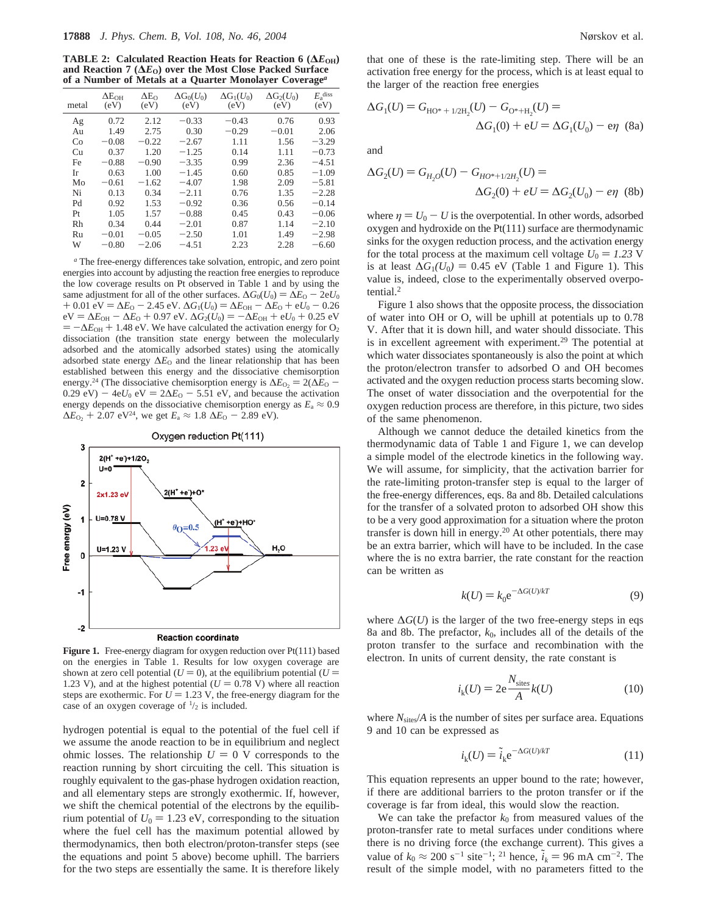**TABLE 2: Calculated Reaction Heats for Reaction 6 ($\Delta E_{OH}$) and Reaction 7 ($\Delta E_O$) over the Most Close Packed Surface of a Number of Metals at a Quarter Monolayer Coverage[a]**

| metal | $\Delta E_{OH}$ (eV) | $\Delta E_O$ (eV) | $\Delta G_0(U_0)$ (eV) | $\Delta G_1(U_0)$ (eV) | $\Delta G_2(U_0)$ (eV) | $E_a^{diss}$ (eV) |
|---|---|---|---|---|---|---|
| Ag | 0.72 | 2.12 | −0.33 | −0.43 | 0.76 | 0.93 |
| Au | 1.49 | 2.75 | 0.30 | −0.29 | −0.01 | 2.06 |
| Co | −0.08 | −0.22 | −2.67 | 1.11 | 1.56 | −3.29 |
| Cu | 0.37 | 1.20 | −1.25 | 0.14 | 1.11 | −0.73 |
| Fe | −0.88 | −0.90 | −3.35 | 0.99 | 2.36 | −4.51 |
| Ir | 0.63 | 1.00 | −1.45 | 0.60 | 0.85 | −1.09 |
| Mo | −0.61 | −1.62 | −4.07 | 1.98 | 2.09 | −5.81 |
| Ni | 0.13 | 0.34 | −2.11 | 0.76 | 1.35 | −2.28 |
| Pd | 0.92 | 1.53 | −0.92 | 0.36 | 0.56 | −0.14 |
| Pt | 1.05 | 1.57 | −0.88 | 0.45 | 0.43 | −0.06 |
| Rh | 0.34 | 0.44 | −2.01 | 0.87 | 1.14 | −2.10 |
| Ru | −0.01 | −0.05 | −2.50 | 1.01 | 1.49 | −2.98 |
| W | −0.80 | −2.06 | −4.51 | 2.23 | 2.28 | −6.60 |

[a] The free-energy differences take solvation, entropic, and zero point energies into account by adjusting the reaction free energies to reproduce the low coverage results on Pt observed in Table 1 and by using the same adjustment for all of the other surfaces. $\Delta G_0(U_0) = \Delta E_O - 2eU_0 + 0.01$ eV $= \Delta E_O - 2.45$ eV. $\Delta G_1(U_0) = \Delta E_{OH} - \Delta E_O + eU_0 - 0.26$ eV $= \Delta E_{OH} - \Delta E_O + 0.97$ eV. $\Delta G_2(U_0) = -\Delta E_{OH} + eU_0 + 0.25$ eV $= -\Delta E_{OH} + 1.48$ eV. We have calculated the activation energy for $O_2$ dissociation (the transition state energy between the molecularly adsorbed and the atomically adsorbed states) using the atomically adsorbed state energy $\Delta E_O$ and the linear relationship that has been established between this energy and the dissociative chemisorption energy.[24] (The dissociative chemisorption energy is $\Delta E_{O_2} = 2(\Delta E_O - 0.29 \text{ eV}) - 4eU_0 \text{ eV} = 2\Delta E_O - 5.51$ eV, and because the activation energy depends on the dissociative chemisorption energy as $E_a \approx 0.9\,\Delta E_{O_2} + 2.07$ eV[24], we get $E_a \approx 1.8\,\Delta E_O - 2.89$ eV).

**Figure 1.** Free-energy diagram for oxygen reduction over Pt(111) based on the energies in Table 1. Results for low oxygen coverage are shown at zero cell potential ($U = 0$), at the equilibrium potential ($U = 1.23$ V), and at the highest potential ($U = 0.78$ V) where all reaction steps are exothermic. For $U = 1.23$ V, the free-energy diagram for the case of an oxygen coverage of $^1/_2$ is included.

hydrogen potential is equal to the potential of the fuel cell if we assume the anode reaction to be in equilibrium and neglect ohmic losses. The relationship $U = 0$ V corresponds to the reaction running by short circuiting the cell. This situation is roughly equivalent to the gas-phase hydrogen oxidation reaction, and all elementary steps are strongly exothermic. If, however, we shift the chemical potential of the electrons by the equilibrium potential of $U_0 = 1.23$ eV, corresponding to the situation where the fuel cell has the maximum potential allowed by thermodynamics, then both electron/proton-transfer steps (see the equations and point 5 above) become uphill. The barriers for the two steps are essentially the same. It is therefore likely that one of these is the rate-limiting step. There will be an activation free energy for the process, which is at least equal to the larger of the reaction free energies

$$\Delta G_1(U) = G_{HO^* + 1/2H_2}(U) - G_{O^*+H_2}(U) = \Delta G_1(0) + eU = \Delta G_1(U_0) - e\eta \quad (8a)$$

and

$$\Delta G_2(U) = G_{H_2O}(U) - G_{HO^*+1/2H_2}(U) = \Delta G_2(0) + eU = \Delta G_2(U_0) - e\eta \quad (8b)$$

where $\eta = U_0 - U$ is the overpotential. In other words, adsorbed oxygen and hydroxide on the Pt(111) surface are thermodynamic sinks for the oxygen reduction process, and the activation energy for the total process at the maximum cell voltage $U_0 = 1.23$ V is at least $\Delta G_1(U_0) = 0.45$ eV (Table 1 and Figure 1). This value is, indeed, close to the experimentally observed overpotential.[2]

Figure 1 also shows that the opposite process, the dissociation of water into OH or O, will be uphill at potentials up to 0.78 V. After that it is down hill, and water should dissociate. This is in excellent agreement with experiment.[29] The potential at which water dissociates spontaneously is also the point at which the proton/electron transfer to adsorbed O and OH becomes activated and the oxygen reduction process starts becoming slow. The onset of water dissociation and the overpotential for the oxygen reduction process are therefore, in this picture, two sides of the same phenomenon.

Although we cannot deduce the detailed kinetics from the thermodynamic data of Table 1 and Figure 1, we can develop a simple model of the electrode kinetics in the following way. We will assume, for simplicity, that the activation barrier for the rate-limiting proton-transfer step is equal to the larger of the free-energy differences, eqs. 8a and 8b. Detailed calculations for the transfer of a solvated proton to adsorbed OH show this to be a very good approximation for a situation where the proton transfer is down hill in energy.[20] At other potentials, there may be an extra barrier, which will have to be included. In the case where the is no extra barrier, the rate constant for the reaction can be written as

$$k(U) = k_0 e^{-\Delta G(U)/kT} \quad (9)$$

where $\Delta G(U)$ is the larger of the two free-energy steps in eqs 8a and 8b. The prefactor, $k_0$, includes all of the details of the proton transfer to the surface and recombination with the electron. In units of current density, the rate constant is

$$i_k(U) = 2e\frac{N_{sites}}{A}k(U) \quad (10)$$

where $N_{sites}/A$ is the number of sites per surface area. Equations 9 and 10 can be expressed as

$$i_k(U) = \tilde{i}_k e^{-\Delta G(U)/kT} \quad (11)$$

This equation represents an upper bound to the rate; however, if there are additional barriers to the proton transfer or if the coverage is far from ideal, this would slow the reaction.

We can take the prefactor $k_0$ from measured values of the proton-transfer rate to metal surfaces under conditions where there is no driving force (the exchange current). This gives a value of $k_0 \approx 200$ s$^{-1}$ site$^{-1}$; [21] hence, $\tilde{i}_k = 96$ mA cm$^{-2}$. The result of the simple model, with no parameters fitted to the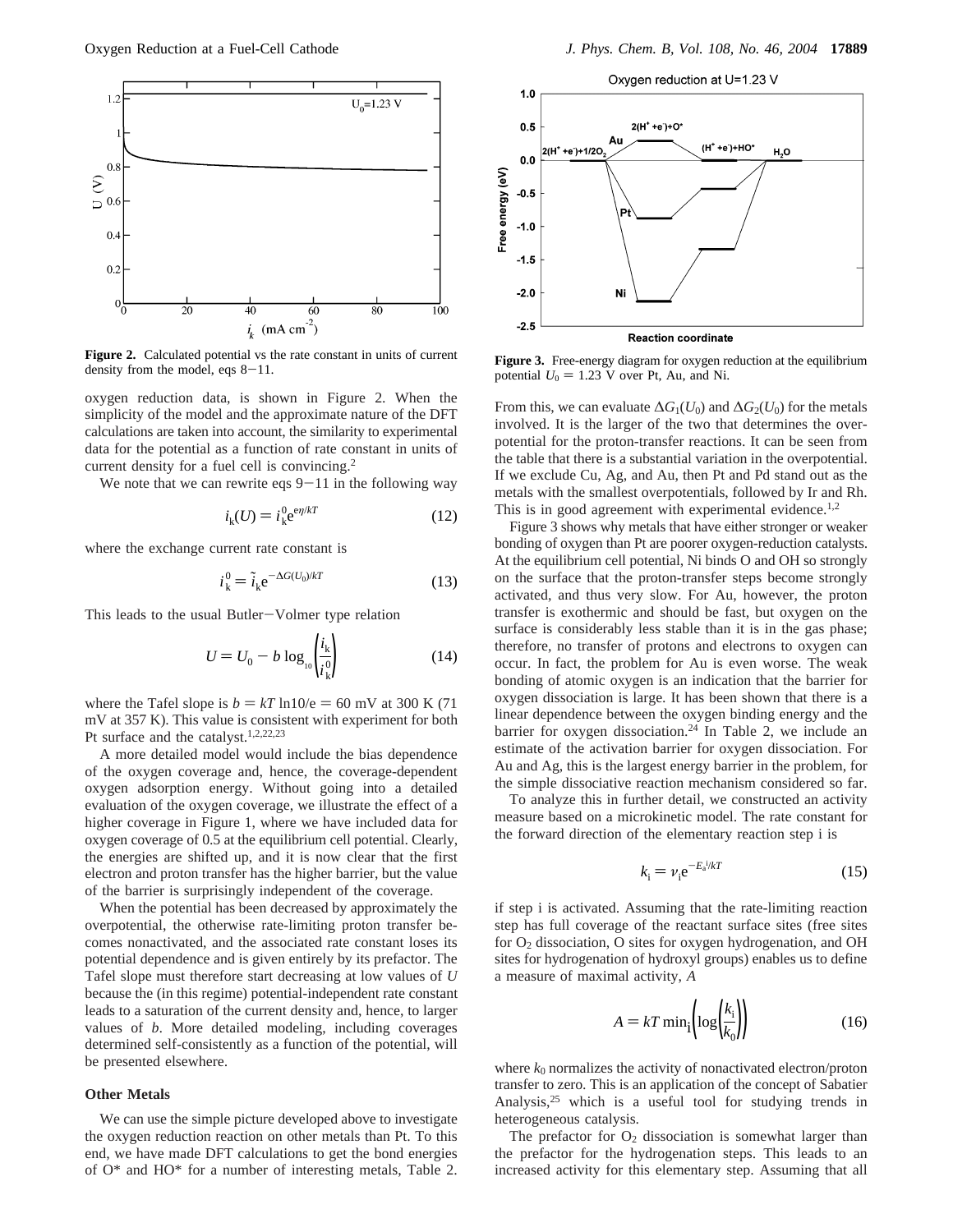U (V)

1.2

1

0.8

0.6

0.4

0.2

0

$U_0$=1.23 V

0 20 40 60 80 100

$i_k$ (mA cm$^{-2}$)

**Figure 2.** Calculated potential vs the rate constant in units of current density from the model, eqs 8−11.

Oxygen reduction at U=1.23 V

Free energy (eV)

1.0 0.5 0.0 -0.5 -1.0 -1.5 -2.0 -2.5

2(H$^+$ +e$^-$)+1/2O$_2$

2(H$^+$ +e$^-$)+O*

(H$^+$ +e$^-$)+HO*

H$_2$O

Au

Pt

Ni

Reaction coordinate

**Figure 3.** Free-energy diagram for oxygen reduction at the equilibrium potential $U_0 = 1.23$ V over Pt, Au, and Ni.

oxygen reduction data, is shown in Figure 2. When the simplicity of the model and the approximate nature of the DFT calculations are taken into account, the similarity to experimental data for the potential as a function of rate constant in units of current density for a fuel cell is convincing.[2]

We note that we can rewrite eqs 9−11 in the following way

$$i_k(U) = i_k^0 e^{e\eta/kT} \tag{12}$$

where the exchange current rate constant is

$$i_k^0 = \tilde{i}_k e^{-\Delta G(U_0)/kT} \tag{13}$$

This leads to the usual Butler−Volmer type relation

$$U = U_0 - b \log_{10}\left(\frac{i_k}{i_k^0}\right) \tag{14}$$

where the Tafel slope is $b = kT \ln 10/e = 60$ mV at 300 K (71 mV at 357 K). This value is consistent with experiment for both Pt surface and the catalyst.[1,2,22,23]

A more detailed model would include the bias dependence of the oxygen coverage and, hence, the coverage-dependent oxygen adsorption energy. Without going into a detailed evaluation of the oxygen coverage, we illustrate the effect of a higher coverage in Figure 1, where we have included data for oxygen coverage of 0.5 at the equilibrium cell potential. Clearly, the energies are shifted up, and it is now clear that the first electron and proton transfer has the higher barrier, but the value of the barrier is surprisingly independent of the coverage.

When the potential has been decreased by approximately the overpotential, the otherwise rate-limiting proton transfer becomes nonactivated, and the associated rate constant loses its potential dependence and is given entirely by its prefactor. The Tafel slope must therefore start decreasing at low values of $U$ because the (in this regime) potential-independent rate constant leads to a saturation of the current density and, hence, to larger values of $b$. More detailed modeling, including coverages determined self-consistently as a function of the potential, will be presented elsewhere.

### Other Metals

We can use the simple picture developed above to investigate the oxygen reduction reaction on other metals than Pt. To this end, we have made DFT calculations to get the bond energies of O* and HO* for a number of interesting metals, Table 2. From this, we can evaluate $\Delta G_1(U_0)$ and $\Delta G_2(U_0)$ for the metals involved. It is the larger of the two that determines the overpotential for the proton-transfer reactions. It can be seen from the table that there is a substantial variation in the overpotential. If we exclude Cu, Ag, and Au, then Pt and Pd stand out as the metals with the smallest overpotentials, followed by Ir and Rh. This is in good agreement with experimental evidence.[1,2]

Figure 3 shows why metals that have either stronger or weaker bonding of oxygen than Pt are poorer oxygen-reduction catalysts. At the equilibrium cell potential, Ni binds O and OH so strongly on the surface that the proton-transfer steps become strongly activated, and thus very slow. For Au, however, the proton transfer is exothermic and should be fast, but oxygen on the surface is considerably less stable than it is in the gas phase; therefore, no transfer of protons and electrons to oxygen can occur. In fact, the problem for Au is even worse. The weak bonding of atomic oxygen is an indication that the barrier for oxygen dissociation is large. It has been shown that there is a linear dependence between the oxygen binding energy and the barrier for oxygen dissociation.[24] In Table 2, we include an estimate of the activation barrier for oxygen dissociation. For Au and Ag, this is the largest energy barrier in the problem, for the simple dissociative reaction mechanism considered so far.

To analyze this in further detail, we constructed an activity measure based on a microkinetic model. The rate constant for the forward direction of the elementary reaction step i is

$$k_i = \nu_i e^{-E_a^i/kT} \tag{15}$$

if step i is activated. Assuming that the rate-limiting reaction step has full coverage of the reactant surface sites (free sites for $O_2$ dissociation, O sites for oxygen hydrogenation, and OH sites for hydrogenation of hydroxyl groups) enables us to define a measure of maximal activity, $A$

$$A = kT \min_i\left(\log\left(\frac{k_i}{k_0}\right)\right) \tag{16}$$

where $k_0$ normalizes the activity of nonactivated electron/proton transfer to zero. This is an application of the concept of Sabatier Analysis,[25] which is a useful tool for studying trends in heterogeneous catalysis.

The prefactor for $O_2$ dissociation is somewhat larger than the prefactor for the hydrogenation steps. This leads to an increased activity for this elementary step. Assuming that all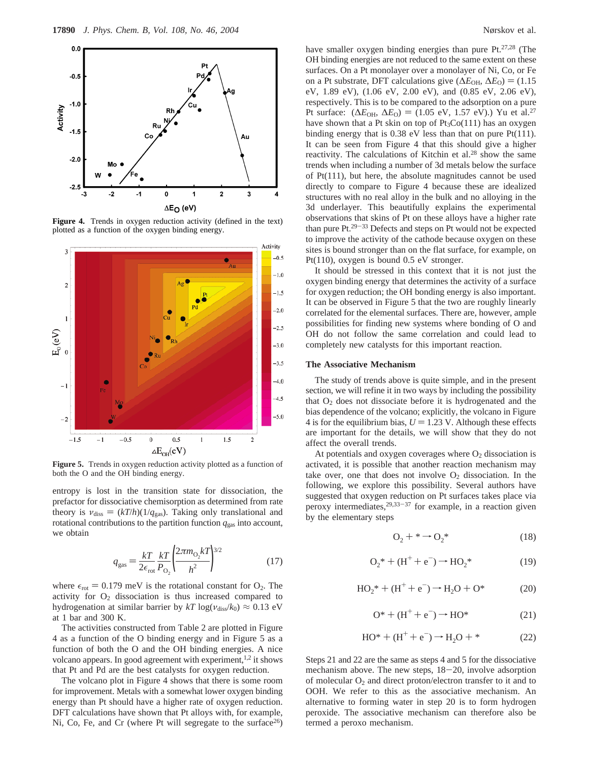**Figure 4.** Trends in oxygen reduction activity (defined in the text) plotted as a function of the oxygen binding energy.

**Figure 5.** Trends in oxygen reduction activity plotted as a function of both the O and the OH binding energy.

entropy is lost in the transition state for dissociation, the prefactor for dissociative chemisorption as determined from rate theory is $\nu_{diss} = (kT/h)(1/q_{gas})$. Taking only translational and rotational contributions to the partition function $q_{gas}$ into account, we obtain

$$q_{gas} = \frac{kT}{2\epsilon_{rot}} \frac{kT}{P_{O_2}} \left( \frac{2\pi m_{O_2} kT}{h^2} \right)^{3/2} \quad (17)$$

where $\epsilon_{rot} = 0.179$ meV is the rotational constant for $O_2$. The activity for $O_2$ dissociation is thus increased compared to hydrogenation at similar barrier by $kT \log(\nu_{diss}/k_0) \approx 0.13$ eV at 1 bar and 300 K.

The activities constructed from Table 2 are plotted in Figure 4 as a function of the O binding energy and in Figure 5 as a function of both the O and the OH binding energies. A nice volcano appears. In good agreement with experiment,[1,2] it shows that Pt and Pd are the best catalysts for oxygen reduction.

The volcano plot in Figure 4 shows that there is some room for improvement. Metals with a somewhat lower oxygen binding energy than Pt should have a higher rate of oxygen reduction. DFT calculations have shown that Pt alloys with, for example, Ni, Co, Fe, and Cr (where Pt will segregate to the surface[26]) have smaller oxygen binding energies than pure Pt.[27,28] (The OH binding energies are not reduced to the same extent on these surfaces. On a Pt monolayer over a monolayer of Ni, Co, or Fe on a Pt substrate, DFT calculations give $(\Delta E_{OH}, \Delta E_O) = (1.15$ eV, 1.89 eV), (1.06 eV, 2.00 eV), and (0.85 eV, 2.06 eV), respectively. This is to be compared to the adsorption on a pure Pt surface: $(\Delta E_{OH}, \Delta E_O) = (1.05$ eV, 1.57 eV).) Yu et al.[27] have shown that a Pt skin on top of $Pt_3Co(111)$ has an oxygen binding energy that is 0.38 eV less than that on pure Pt(111). It can be seen from Figure 4 that this should give a higher reactivity. The calculations of Kitchin et al.[28] show the same trends when including a number of 3d metals below the surface of Pt(111), but here, the absolute magnitudes cannot be used directly to compare to Figure 4 because these are idealized structures with no real alloy in the bulk and no alloying in the 3d underlayer. This beautifully explains the experimental observations that skins of Pt on these alloys have a higher rate than pure Pt.[29-33] Defects and steps on Pt would not be expected to improve the activity of the cathode because oxygen on these sites is bound stronger than on the flat surface, for example, on Pt(110), oxygen is bound 0.5 eV stronger.

It should be stressed in this context that it is not just the oxygen binding energy that determines the activity of a surface for oxygen reduction; the OH bonding energy is also important. It can be observed in Figure 5 that the two are roughly linearly correlated for the elemental surfaces. There are, however, ample possibilities for finding new systems where bonding of O and OH do not follow the same correlation and could lead to completely new catalysts for this important reaction.

## The Associative Mechanism

The study of trends above is quite simple, and in the present section, we will refine it in two ways by including the possibility that $O_2$ does not dissociate before it is hydrogenated and the bias dependence of the volcano; explicitly, the volcano in Figure 4 is for the equilibrium bias, $U = 1.23$ V. Although these effects are important for the details, we will show that they do not affect the overall trends.

At potentials and oxygen coverages where $O_2$ dissociation is activated, it is possible that another reaction mechanism may take over, one that does not involve $O_2$ dissociation. In the following, we explore this possibility. Several authors have suggested that oxygen reduction on Pt surfaces takes place via peroxy intermediates,[29,33-37] for example, in a reaction given by the elementary steps

$$O_2 + * \rightarrow O_2^* \quad (18)$$

$$O_2^* + (H^+ + e^-) \rightarrow HO_2^* \quad (19)$$

$$HO_2^* + (H^+ + e^-) \rightarrow H_2O + O^* \quad (20)$$

$$O^* + (H^+ + e^-) \rightarrow HO^* \quad (21)$$

$$HO^* + (H^+ + e^-) \rightarrow H_2O + * \quad (22)$$

Steps 21 and 22 are the same as steps 4 and 5 for the dissociative mechanism above. The new steps, 18-20, involve adsorption of molecular $O_2$ and direct proton/electron transfer to it and to OOH. We refer to this as the associative mechanism. An alternative to forming water in step 20 is to form hydrogen peroxide. The associative mechanism can therefore also be termed a peroxo mechanism.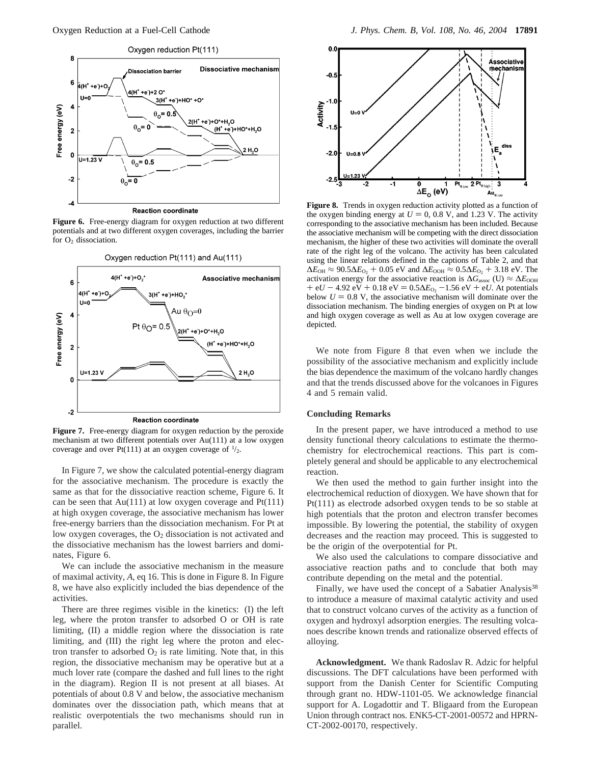**Figure 6.** Free-energy diagram for oxygen reduction at two different potentials and at two different oxygen coverages, including the barrier for $O_2$ dissociation.

**Figure 7.** Free-energy diagram for oxygen reduction by the peroxide mechanism at two different potentials over Au(111) at a low oxygen coverage and over Pt(111) at an oxygen coverage of $^1/_2$.

In Figure 7, we show the calculated potential-energy diagram for the associative mechanism. The procedure is exactly the same as that for the dissociative reaction scheme, Figure 6. It can be seen that Au(111) at low oxygen coverage and Pt(111) at high oxygen coverage, the associative mechanism has lower free-energy barriers than the dissociation mechanism. For Pt at low oxygen coverages, the $O_2$ dissociation is not activated and the dissociative mechanism has the lowest barriers and dominates, Figure 6.

We can include the associative mechanism in the measure of maximal activity, $A$, eq 16. This is done in Figure 8. In Figure 8, we have also explicitly included the bias dependence of the activities.

There are three regimes visible in the kinetics: (I) the left leg, where the proton transfer to adsorbed O or OH is rate limiting, (II) a middle region where the dissociation is rate limiting, and (III) the right leg where the proton and electron transfer to adsorbed $O_2$ is rate limiting. Note that, in this region, the dissociative mechanism may be operative but at a much lover rate (compare the dashed and full lines to the right in the diagram). Region II is not present at all biases. At potentials of about 0.8 V and below, the associative mechanism dominates over the dissociation path, which means that at realistic overpotentials the two mechanisms should run in parallel.

**Figure 8.** Trends in oxygen reduction activity plotted as a function of the oxygen binding energy at $U = 0$, 0.8 V, and 1.23 V. The activity corresponding to the associative mechanism has been included. Because the associative mechanism will be competing with the direct dissociation mechanism, the higher of these two activities will dominate the overall rate of the right leg of the volcano. The activity has been calculated using the linear relations defined in the captions of Table 2, and that $\Delta E_{OH} \approx 90.5\Delta E_{O_2} + 0.05$ eV and $\Delta E_{OOH} \approx 0.5\Delta E_{O_2} + 3.18$ eV. The activation energy for the associative reaction is $\Delta G_{assoc}$ (U) $\approx \Delta E_{OOH} + eU - 4.92$ eV $+ 0.18$ eV $= 0.5\Delta E_{O_2} - 1.56$ eV $+ eU$. At potentials below $U = 0.8$ V, the associative mechanism will dominate over the dissociation mechanism. The binding energies of oxygen on Pt at low and high oxygen coverage as well as Au at low oxygen coverage are depicted.

We note from Figure 8 that even when we include the possibility of the associative mechanism and explicitly include the bias dependence the maximum of the volcano hardly changes and that the trends discussed above for the volcanoes in Figures 4 and 5 remain valid.

## Concluding Remarks

In the present paper, we have introduced a method to use density functional theory calculations to estimate the thermochemistry for electrochemical reactions. This part is completely general and should be applicable to any electrochemical reaction.

We then used the method to gain further insight into the electrochemical reduction of dioxygen. We have shown that for Pt(111) as electrode adsorbed oxygen tends to be so stable at high potentials that the proton and electron transfer becomes impossible. By lowering the potential, the stability of oxygen decreases and the reaction may proceed. This is suggested to be the origin of the overpotential for Pt.

We also used the calculations to compare dissociative and associative reaction paths and to conclude that both may contribute depending on the metal and the potential.

Finally, we have used the concept of a Sabatier Analysis[38] to introduce a measure of maximal catalytic activity and used that to construct volcano curves of the activity as a function of oxygen and hydroxyl adsorption energies. The resulting volcanoes describe known trends and rationalize observed effects of alloying.

**Acknowledgment.** We thank Radoslav R. Adzic for helpful discussions. The DFT calculations have been performed with support from the Danish Center for Scientific Computing through grant no. HDW-1101-05. We acknowledge financial support for A. Logadottir and T. Bligaard from the European Union through contract nos. ENK5-CT-2001-00572 and HPRN-CT-2002-00170, respectively.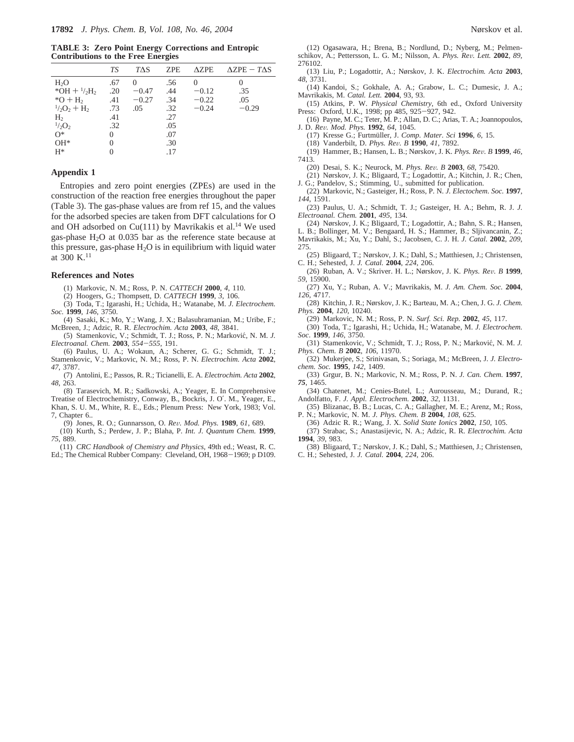**TABLE 3: Zero Point Energy Corrections and Entropic Contributions to the Free Energies**

| | $TS$ | $T\Delta S$ | ZPE | $\Delta$ZPE | $\Delta\mathrm{ZPE} - T\Delta S$ |
|---|---|---|---|---|---|
| $H_2O$ | .67 | 0 | .56 | 0 | 0 |
| $*OH + {}^1/_2H_2$ | .20 | $-0.47$ | .44 | $-0.12$ | .35 |
| $*O + H_2$ | .41 | $-0.27$ | .34 | $-0.22$ | .05 |
| ${}^1/_2O_2 + H_2$ | .73 | .05 | .32 | $-0.24$ | $-0.29$ |
| $H_2$ | .41 | | .27 | | |
| ${}^1/_2O_2$ | .32 | | .05 | | |
| O* | 0 | | .07 | | |
| OH* | 0 | | .30 | | |
| H* | 0 | | .17 | | |

## Appendix 1

Entropies and zero point energies (ZPEs) are used in the construction of the reaction free energies throughout the paper (Table 3). The gas-phase values are from ref 15, and the values for the adsorbed species are taken from DFT calculations for O and OH adsorbed on Cu(111) by Mavrikakis et al.[14] We used gas-phase $H_2O$ at 0.035 bar as the reference state because at this pressure, gas-phase $H_2O$ is in equilibrium with liquid water at 300 K.[11]

## References and Notes

(1) Markovic, N. M.; Ross, P. N. *CATTECH* **2000**, *4*, 110.

(2) Hoogers, G.; Thompsett, D. *CATTECH* **1999**, *3*, 106.

(3) Toda, T.; Igarashi, H.; Uchida, H.; Watanabe, M. *J. Electrochem. Soc.* **1999**, *146*, 3750.

(4) Sasaki, K.; Mo, Y.; Wang, J. X.; Balasubramanian, M.; Uribe, F.; McBreen, J.; Adzic, R. R. *Electrochim. Acta* **2003**, *48*, 3841.

(5) Stamenkovic, V.; Schmidt, T. J.; Ross, P. N.; Marković, N. M. *J. Electroanal. Chem.* **2003**, *554*–*555*, 191.

(6) Paulus, U. A.; Wokaun, A.; Scherer, G. G.; Schmidt, T. J.; Stamenkovic, V.; Markovic, N. M.; Ross, P. N. *Electrochim. Acta* **2002**, *47*, 3787.

(7) Antolini, E.; Passos, R. R.; Ticianelli, E. A. *Electrochim. Acta* **2002**, *48*, 263.

(8) Tarasevich, M. R.; Sadkowski, A.; Yeager, E. In Comprehensive Treatise of Electrochemistry, Conway, B., Bockris, J. O′. M., Yeager, E., Khan, S. U. M., White, R. E., Eds.; Plenum Press: New York, 1983; Vol. 7, Chapter 6..

(9) Jones, R. O.; Gunnarsson, O. *Rev. Mod. Phys.* **1989**, *61*, 689.

(10) Kurth, S.; Perdew, J. P.; Blaha, P. *Int. J. Quantum Chem.* **1999**, *75*, 889.

(11) *CRC Handbook of Chemistry and Physics*, 49th ed.; Weast, R. C. Ed.; The Chemical Rubber Company: Cleveland, OH, 1968–1969; p D109.

(12) Ogasawara, H.; Brena, B.; Nordlund, D.; Nyberg, M.; Pelmenschikov, A.; Pettersson, L. G. M.; Nilsson, A. *Phys. Rev. Lett.* **2002**, *89*, 276102.

(13) Liu, P.; Logadottir, A.; Nørskov, J. K. *Electrochim. Acta* **2003**, *48*, 3731.

(14) Kandoi, S.; Gokhale, A. A.; Grabow, L. C.; Dumesic, J. A.; Mavrikakis, M. *Catal. Lett.* **2004**, 93, 93.

(15) Atkins, P. W. *Physical Chemistry*, 6th ed., Oxford University Press: Oxford, U.K., 1998; pp 485, 925–927, 942.

(16) Payne, M. C.; Teter, M. P.; Allan, D. C.; Arias, T. A.; Joannopoulos, J. D. *Rev. Mod. Phys.* **1992**, *64*, 1045.

(17) Kresse G.; Furtmüller, J. *Comp. Mater. Sci* **1996**, *6*, 15.

(18) Vanderbilt, D. *Phys. Rev. B* **1990**, *41*, 7892.

(19) Hammer, B.; Hansen, L. B.; Nørskov, J. K. *Phys. Rev. B* **1999**, *46*, 7413.

(20) Desai, S. K.; Neurock, M. *Phys. Rev. B* **2003**, *68*, 75420.

(21) Nørskov, J. K.; Bligaard, T.; Logadottir, A.; Kitchin, J. R.; Chen, J. G.; Pandelov, S.; Stimming, U., submitted for publication.

(22) Markovic, N.; Gasteiger, H.; Ross, P. N. *J. Electochem. Soc.* **1997**, *144*, 1591.

(23) Paulus, U. A.; Schmidt, T. J.; Gasteiger, H. A.; Behm, R. J. *J. Electroanal. Chem.* **2001**, *495*, 134.

(24) Nørskov, J. K.; Bligaard, T.; Logadottir, A.; Bahn, S. R.; Hansen, L. B.; Bollinger, M. V.; Bengaard, H. S.; Hammer, B.; Sljivancanin, Z.; Mavrikakis, M.; Xu, Y.; Dahl, S.; Jacobsen, C. J. H. *J. Catal.* **2002**, *209*, 275.

(25) Bligaard, T.; Nørskov, J. K.; Dahl, S.; Matthiesen, J.; Christensen, C. H.; Sehested, J. *J. Catal.* **2004**, *224*, 206.

(26) Ruban, A. V.; Skriver. H. L.; Nørskov, J. K. *Phys. Rev. B* **1999**, *59*, 15900.

(27) Xu, Y.; Ruban, A. V.; Mavrikakis, M. *J. Am. Chem. Soc.* **2004**, *126*, 4717.

(28) Kitchin, J. R.; Nørskov, J. K.; Barteau, M. A.; Chen, J. G. *J. Chem. Phys.* **2004**, *120*, 10240.

(29) Markovic, N. M.; Ross, P. N. *Surf. Sci. Rep.* **2002**, *45*, 117.

(30) Toda, T.; Igarashi, H.; Uchida, H.; Watanabe, M. *J. Electrochem. Soc*. **1999**, *146*, 3750.

(31) Stamenkovic, V.; Schmidt, T. J.; Ross, P. N.; Marković, N. M. *J. Phys. Chem. B* **2002**, *106*, 11970.

(32) Mukerjee, S.; Srinivasan, S.; Soriaga, M.; McBreen, J. *J. Electrochem. Soc.* **1995**, *142*, 1409.

(33) Grgur, B. N.; Markovic, N. M.; Ross, P. N. *J. Can. Chem.* **1997**, *75*, 1465.

(34) Chatenet, M.; Cenies-Butel, L.; Aurousseau, M.; Durand, R.; Andolfatto, F. *J. Appl. Electrochem.* **2002**, *32*, 1131.

(35) Blizanac, B. B.; Lucas, C. A.; Gallagher, M. E.; Arenz, M.; Ross, P. N.; Markovic, N. M. *J. Phys. Chem. B* **2004**, *108*, 625.

(36) Adzic R. R.; Wang, J. X. *Solid State Ionics* **2002**, *150*, 105.

(37) Strabac, S.; Anastasijevic, N. A.; Adzic, R. R. *Electrochim. Acta* **1994**, *39*, 983.

(38) Bligaard, T.; Nørskov, J. K.; Dahl, S.; Matthiesen, J.; Christensen, C. H.; Sehested, J. *J. Catal.* **2004**, *224*, 206.